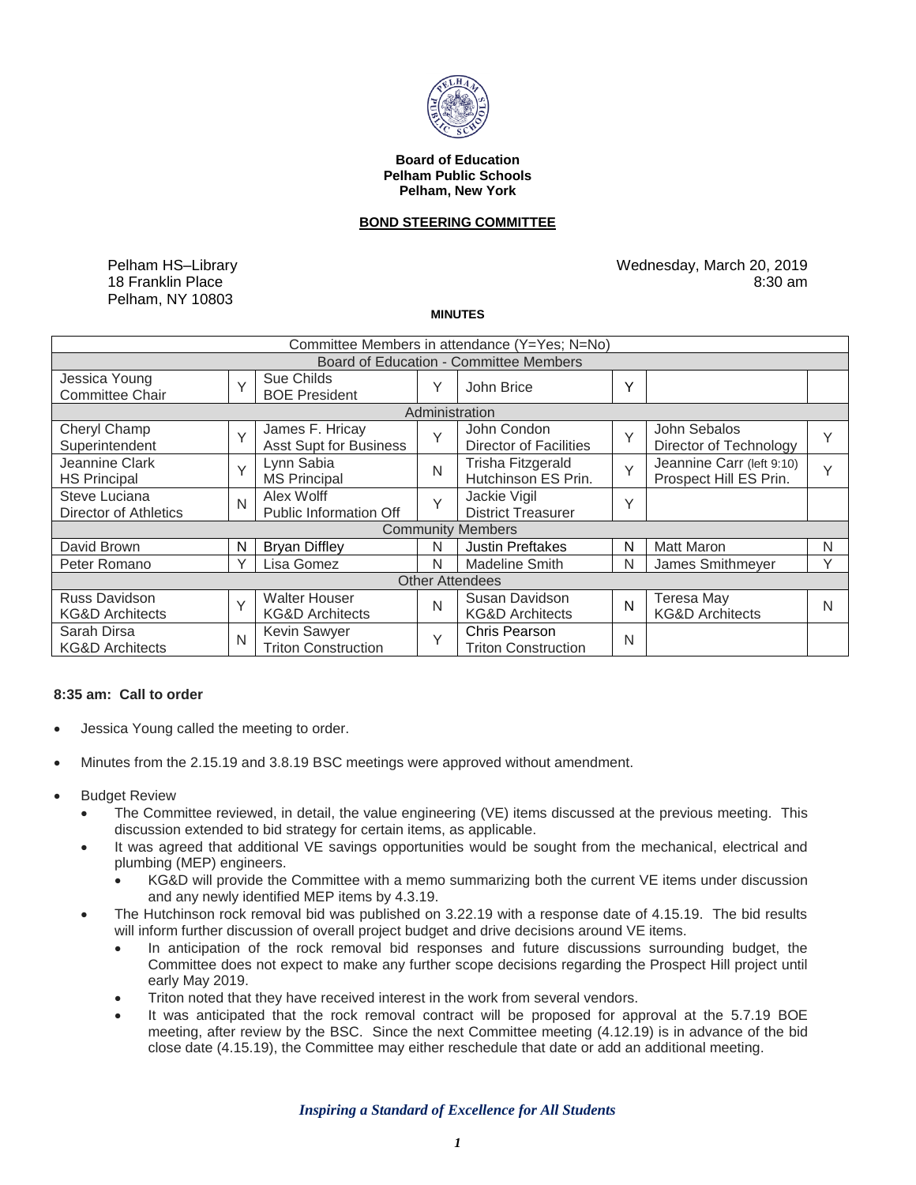**Board of Education**
**Pelham Public Schools**
**Pelham, New York**

**BOND STEERING COMMITTEE**

Pelham HS–Library
18 Franklin Place
Pelham, NY 10803

Wednesday, March 20, 2019
8:30 am

**MINUTES**

| Committee Members in attendance (Y=Yes; N=No) | | | | | | | |
|---|---|---|---|---|---|---|---|
| Board of Education - Committee Members | | | | | | | |
| Jessica Young<br>Committee Chair | Y | Sue Childs<br>BOE President | Y | John Brice | Y | | |
| Administration | | | | | | | |
| Cheryl Champ<br>Superintendent | Y | James F. Hricay<br>Asst Supt for Business | Y | John Condon<br>Director of Facilities | Y | John Sebalos<br>Director of Technology | Y |
| Jeannine Clark<br>HS Principal | Y | Lynn Sabia<br>MS Principal | N | Trisha Fitzgerald<br>Hutchinson ES Prin. | Y | Jeannine Carr (left 9:10)<br>Prospect Hill ES Prin. | Y |
| Steve Luciana<br>Director of Athletics | N | Alex Wolff<br>Public Information Off | Y | Jackie Vigil<br>District Treasurer | Y | | |
| Community Members | | | | | | | |
| David Brown | N | Bryan Diffley | N | Justin Preftakes | N | Matt Maron | N |
| Peter Romano | Y | Lisa Gomez | N | Madeline Smith | N | James Smithmeyer | Y |
| Other Attendees | | | | | | | |
| Russ Davidson<br>KG&D Architects | Y | Walter Houser<br>KG&D Architects | N | Susan Davidson<br>KG&D Architects | N | Teresa May<br>KG&D Architects | N |
| Sarah Dirsa<br>KG&D Architects | N | Kevin Sawyer<br>Triton Construction | Y | Chris Pearson<br>Triton Construction | N | | |

**8:35 am: Call to order**

- Jessica Young called the meeting to order.
- Minutes from the 2.15.19 and 3.8.19 BSC meetings were approved without amendment.
- Budget Review
  - The Committee reviewed, in detail, the value engineering (VE) items discussed at the previous meeting. This discussion extended to bid strategy for certain items, as applicable.
  - It was agreed that additional VE savings opportunities would be sought from the mechanical, electrical and plumbing (MEP) engineers.
    - KG&D will provide the Committee with a memo summarizing both the current VE items under discussion and any newly identified MEP items by 4.3.19.
  - The Hutchinson rock removal bid was published on 3.22.19 with a response date of 4.15.19. The bid results will inform further discussion of overall project budget and drive decisions around VE items.
    - In anticipation of the rock removal bid responses and future discussions surrounding budget, the Committee does not expect to make any further scope decisions regarding the Prospect Hill project until early May 2019.
    - Triton noted that they have received interest in the work from several vendors.
    - It was anticipated that the rock removal contract will be proposed for approval at the 5.7.19 BOE meeting, after review by the BSC. Since the next Committee meeting (4.12.19) is in advance of the bid close date (4.15.19), the Committee may either reschedule that date or add an additional meeting.

*Inspiring a Standard of Excellence for All Students*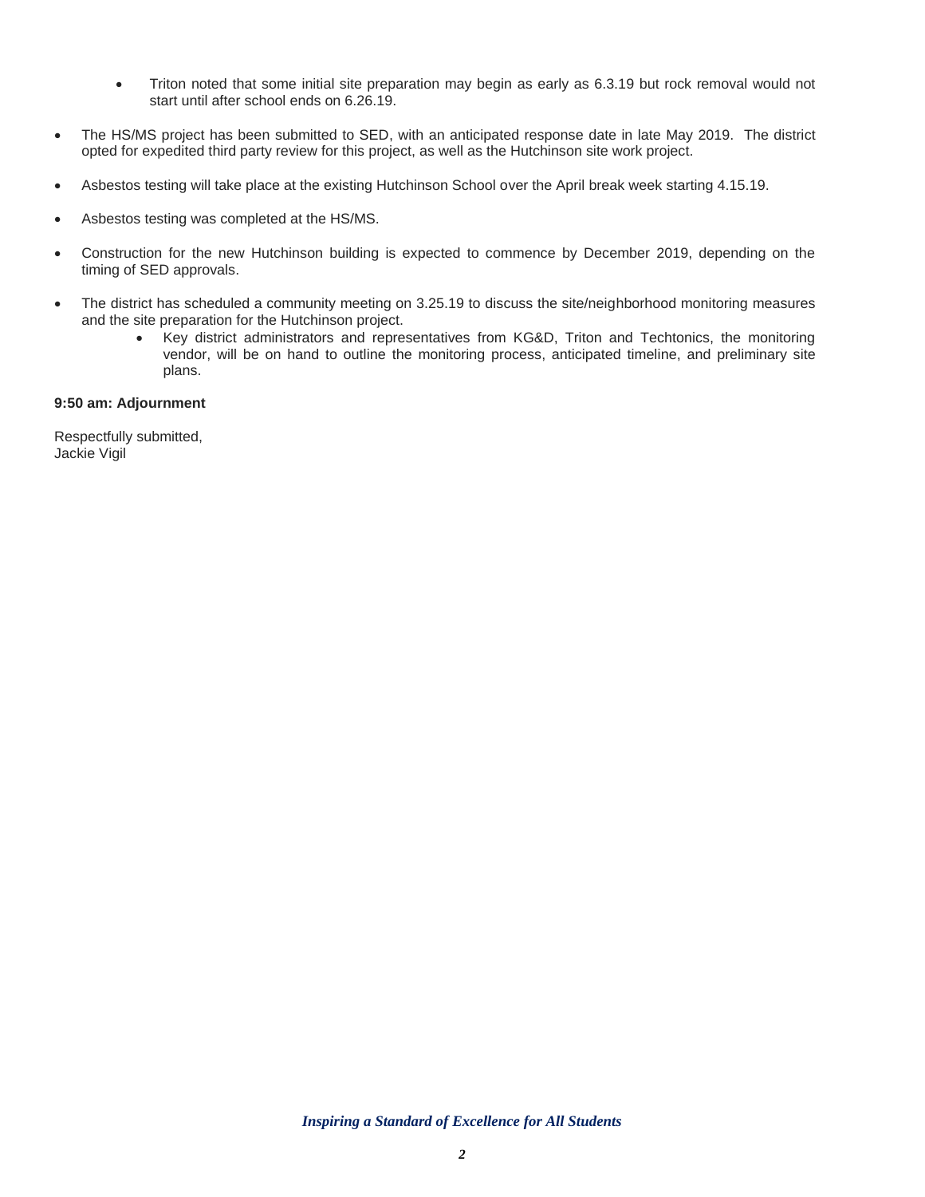- Triton noted that some initial site preparation may begin as early as 6.3.19 but rock removal would not start until after school ends on 6.26.19.

- The HS/MS project has been submitted to SED, with an anticipated response date in late May 2019. The district opted for expedited third party review for this project, as well as the Hutchinson site work project.

- Asbestos testing will take place at the existing Hutchinson School over the April break week starting 4.15.19.

- Asbestos testing was completed at the HS/MS.

- Construction for the new Hutchinson building is expected to commence by December 2019, depending on the timing of SED approvals.

- The district has scheduled a community meeting on 3.25.19 to discuss the site/neighborhood monitoring measures and the site preparation for the Hutchinson project.
    - Key district administrators and representatives from KG&D, Triton and Techtonics, the monitoring vendor, will be on hand to outline the monitoring process, anticipated timeline, and preliminary site plans.

**9:50 am: Adjournment**

Respectfully submitted,
Jackie Vigil

***Inspiring a Standard of Excellence for All Students***